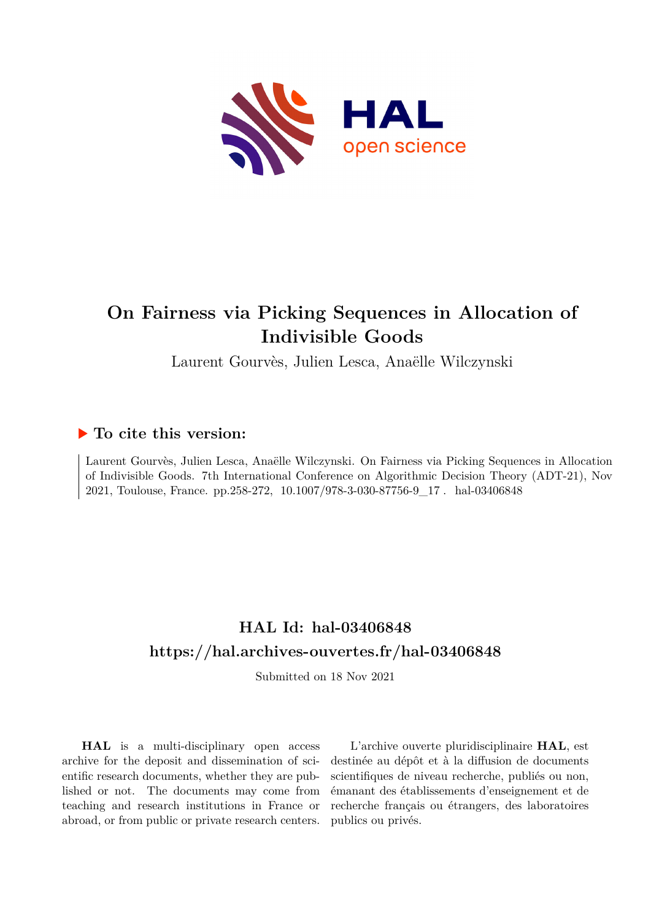# On Fairness via Picking Sequences in Allocation of Indivisible Goods

Laurent Gourvès, Julien Lesca, Anaëlle Wilczynski

## ▶ To cite this version:

Laurent Gourvès, Julien Lesca, Anaëlle Wilczynski. On Fairness via Picking Sequences in Allocation of Indivisible Goods. 7th International Conference on Algorithmic Decision Theory (ADT-21), Nov 2021, Toulouse, France. pp.258-272, 10.1007/978-3-030-87756-9_17. hal-03406848

## HAL Id: hal-03406848

## https://hal.archives-ouvertes.fr/hal-03406848

Submitted on 18 Nov 2021

**HAL** is a multi-disciplinary open access archive for the deposit and dissemination of scientific research documents, whether they are published or not. The documents may come from teaching and research institutions in France or abroad, or from public or private research centers.

L'archive ouverte pluridisciplinaire **HAL**, est destinée au dépôt et à la diffusion de documents scientifiques de niveau recherche, publiés ou non, émanant des établissements d'enseignement et de recherche français ou étrangers, des laboratoires publics ou privés.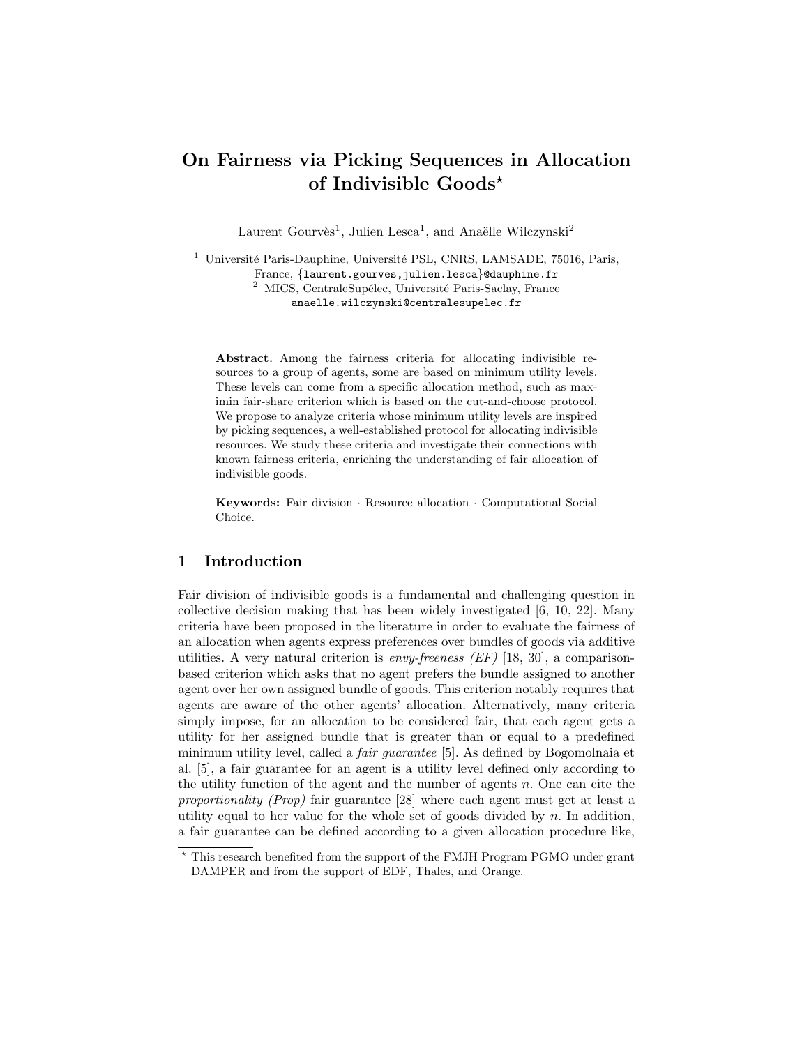# On Fairness via Picking Sequences in Allocation of Indivisible Goods*

Laurent Gourvès[1], Julien Lesca[1], and Anaëlle Wilczynski[2]

[1] Université Paris-Dauphine, Université PSL, CNRS, LAMSADE, 75016, Paris, France, {laurent.gourves,julien.lesca}@dauphine.fr
[2] MICS, CentraleSupélec, Université Paris-Saclay, France anaelle.wilczynski@centralesupelec.fr

**Abstract.** Among the fairness criteria for allocating indivisible resources to a group of agents, some are based on minimum utility levels. These levels can come from a specific allocation method, such as maximin fair-share criterion which is based on the cut-and-choose protocol. We propose to analyze criteria whose minimum utility levels are inspired by picking sequences, a well-established protocol for allocating indivisible resources. We study these criteria and investigate their connections with known fairness criteria, enriching the understanding of fair allocation of indivisible goods.

**Keywords:** Fair division · Resource allocation · Computational Social Choice.

## 1 Introduction

Fair division of indivisible goods is a fundamental and challenging question in collective decision making that has been widely investigated [6, 10, 22]. Many criteria have been proposed in the literature in order to evaluate the fairness of an allocation when agents express preferences over bundles of goods via additive utilities. A very natural criterion is *envy-freeness (EF)* [18, 30], a comparison-based criterion which asks that no agent prefers the bundle assigned to another agent over her own assigned bundle of goods. This criterion notably requires that agents are aware of the other agents' allocation. Alternatively, many criteria simply impose, for an allocation to be considered fair, that each agent gets a utility for her assigned bundle that is greater than or equal to a predefined minimum utility level, called a *fair guarantee* [5]. As defined by Bogomolnaia et al. [5], a fair guarantee for an agent is a utility level defined only according to the utility function of the agent and the number of agents $n$. One can cite the *proportionality (Prop)* fair guarantee [28] where each agent must get at least a utility equal to her value for the whole set of goods divided by $n$. In addition, a fair guarantee can be defined according to a given allocation procedure like,

* This research benefited from the support of the FMJH Program PGMO under grant DAMPER and from the support of EDF, Thales, and Orange.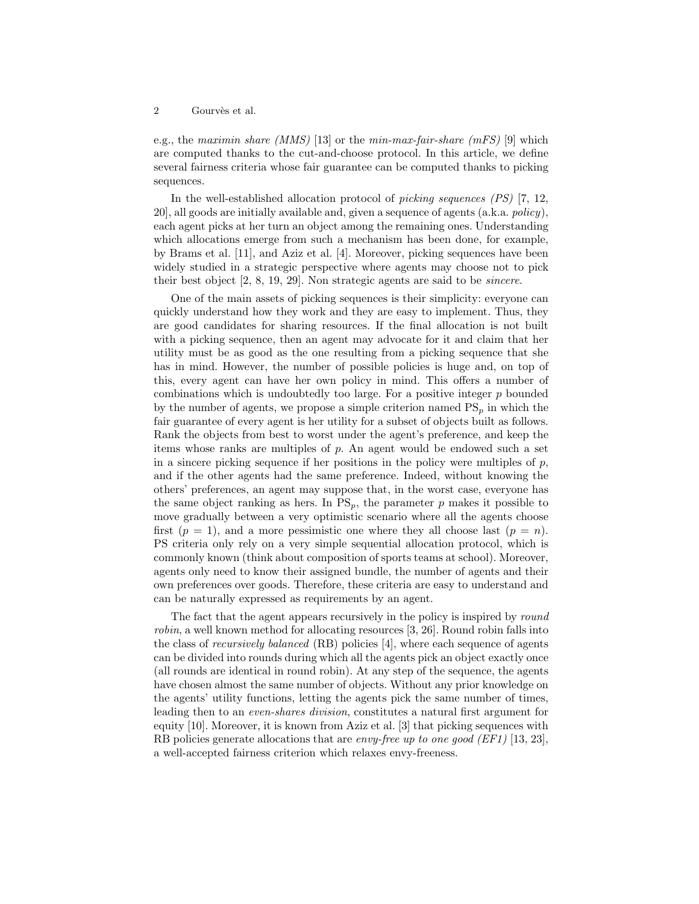e.g., the *maximin share (MMS)* [13] or the *min-max-fair-share (mFS)* [9] which are computed thanks to the cut-and-choose protocol. In this article, we define several fairness criteria whose fair guarantee can be computed thanks to picking sequences.

In the well-established allocation protocol of *picking sequences (PS)* [7, 12, 20], all goods are initially available and, given a sequence of agents (a.k.a. *policy*), each agent picks at her turn an object among the remaining ones. Understanding which allocations emerge from such a mechanism has been done, for example, by Brams et al. [11], and Aziz et al. [4]. Moreover, picking sequences have been widely studied in a strategic perspective where agents may choose not to pick their best object [2, 8, 19, 29]. Non strategic agents are said to be *sincere*.

One of the main assets of picking sequences is their simplicity: everyone can quickly understand how they work and they are easy to implement. Thus, they are good candidates for sharing resources. If the final allocation is not built with a picking sequence, then an agent may advocate for it and claim that her utility must be as good as the one resulting from a picking sequence that she has in mind. However, the number of possible policies is huge and, on top of this, every agent can have her own policy in mind. This offers a number of combinations which is undoubtedly too large. For a positive integer $p$ bounded by the number of agents, we propose a simple criterion named $\text{PS}_p$ in which the fair guarantee of every agent is her utility for a subset of objects built as follows. Rank the objects from best to worst under the agent's preference, and keep the items whose ranks are multiples of $p$. An agent would be endowed such a set in a sincere picking sequence if her positions in the policy were multiples of $p$, and if the other agents had the same preference. Indeed, without knowing the others' preferences, an agent may suppose that, in the worst case, everyone has the same object ranking as hers. In $\text{PS}_p$, the parameter $p$ makes it possible to move gradually between a very optimistic scenario where all the agents choose first ($p = 1$), and a more pessimistic one where they all choose last ($p = n$). PS criteria only rely on a very simple sequential allocation protocol, which is commonly known (think about composition of sports teams at school). Moreover, agents only need to know their assigned bundle, the number of agents and their own preferences over goods. Therefore, these criteria are easy to understand and can be naturally expressed as requirements by an agent.

The fact that the agent appears recursively in the policy is inspired by *round robin*, a well known method for allocating resources [3, 26]. Round robin falls into the class of *recursively balanced* (RB) policies [4], where each sequence of agents can be divided into rounds during which all the agents pick an object exactly once (all rounds are identical in round robin). At any step of the sequence, the agents have chosen almost the same number of objects. Without any prior knowledge on the agents' utility functions, letting the agents pick the same number of times, leading then to an *even-shares division*, constitutes a natural first argument for equity [10]. Moreover, it is known from Aziz et al. [3] that picking sequences with RB policies generate allocations that are *envy-free up to one good (EF1)* [13, 23], a well-accepted fairness criterion which relaxes envy-freeness.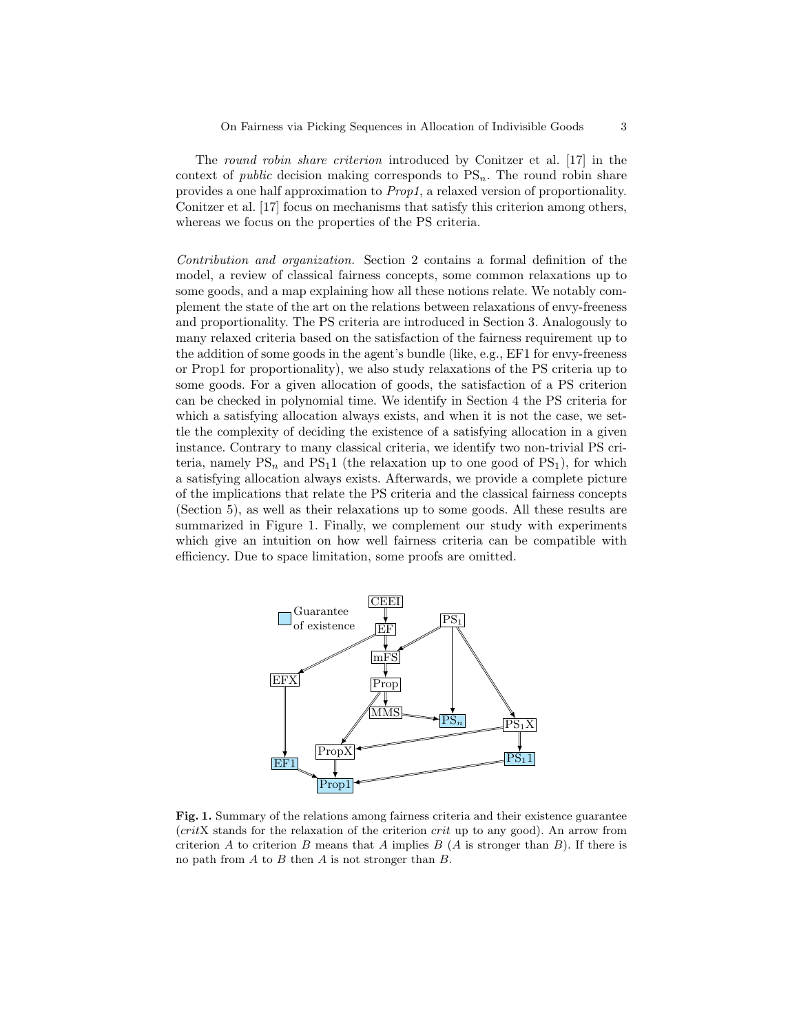The *round robin share criterion* introduced by Conitzer et al. [17] in the context of *public* decision making corresponds to $\mathrm{PS}_n$. The round robin share provides a one half approximation to *Prop1*, a relaxed version of proportionality. Conitzer et al. [17] focus on mechanisms that satisfy this criterion among others, whereas we focus on the properties of the PS criteria.

*Contribution and organization.* Section 2 contains a formal definition of the model, a review of classical fairness concepts, some common relaxations up to some goods, and a map explaining how all these notions relate. We notably complement the state of the art on the relations between relaxations of envy-freeness and proportionality. The PS criteria are introduced in Section 3. Analogously to many relaxed criteria based on the satisfaction of the fairness requirement up to the addition of some goods in the agent's bundle (like, e.g., EF1 for envy-freeness or Prop1 for proportionality), we also study relaxations of the PS criteria up to some goods. For a given allocation of goods, the satisfaction of a PS criterion can be checked in polynomial time. We identify in Section 4 the PS criteria for which a satisfying allocation always exists, and when it is not the case, we settle the complexity of deciding the existence of a satisfying allocation in a given instance. Contrary to many classical criteria, we identify two non-trivial PS criteria, namely $\mathrm{PS}_n$ and $\mathrm{PS}_1 1$ (the relaxation up to one good of $\mathrm{PS}_1$), for which a satisfying allocation always exists. Afterwards, we provide a complete picture of the implications that relate the PS criteria and the classical fairness concepts (Section 5), as well as their relaxations up to some goods. All these results are summarized in Figure 1. Finally, we complement our study with experiments which give an intuition on how well fairness criteria can be compatible with efficiency. Due to space limitation, some proofs are omitted.

**Fig. 1.** Summary of the relations among fairness criteria and their existence guarantee (*crit*X stands for the relaxation of the criterion *crit* up to any good). An arrow from criterion $A$ to criterion $B$ means that $A$ implies $B$ ($A$ is stronger than $B$). If there is no path from $A$ to $B$ then $A$ is not stronger than $B$.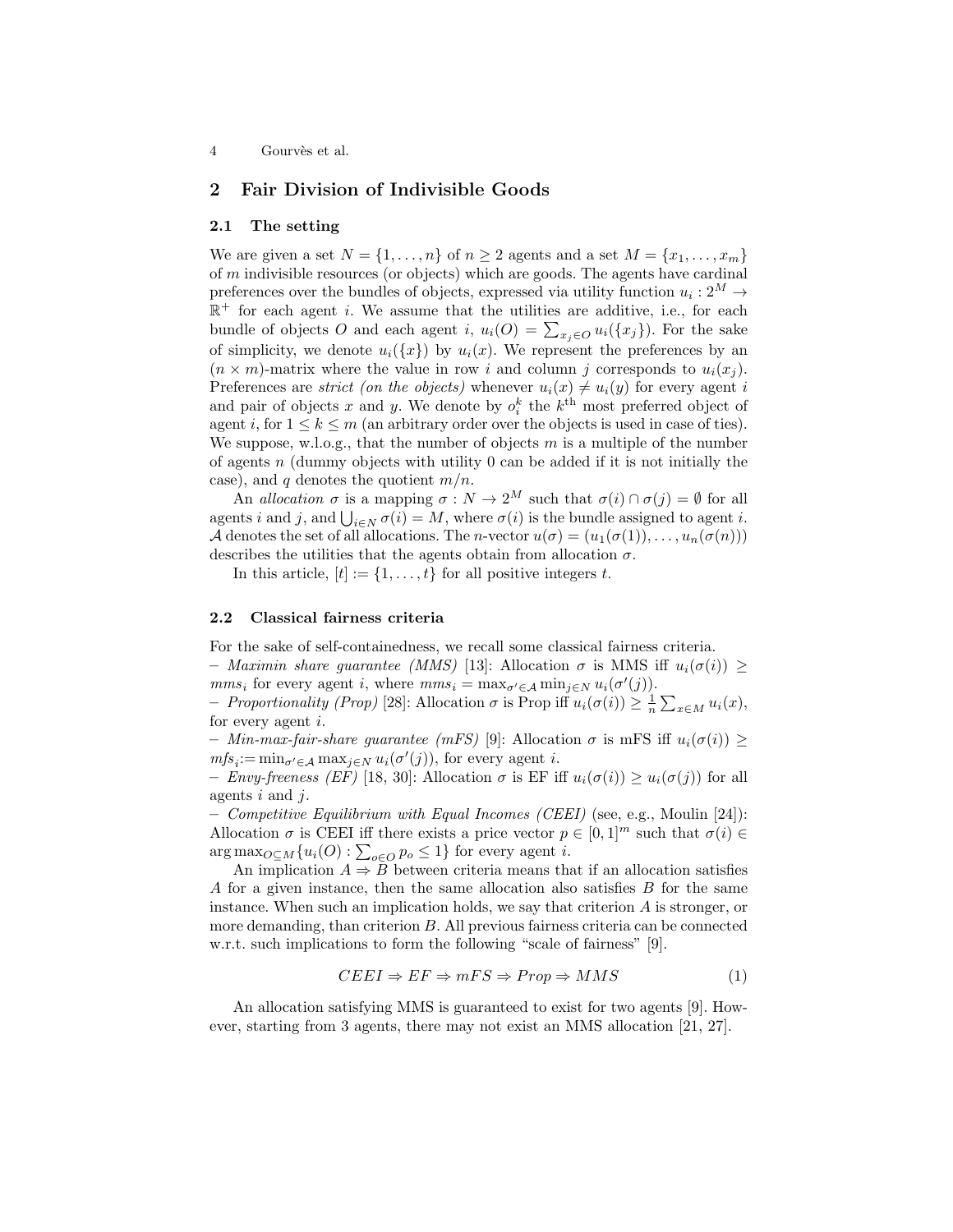## 2 Fair Division of Indivisible Goods

### 2.1 The setting

We are given a set $N = \{1, \ldots, n\}$ of $n \geq 2$ agents and a set $M = \{x_1, \ldots, x_m\}$ of $m$ indivisible resources (or objects) which are goods. The agents have cardinal preferences over the bundles of objects, expressed via utility function $u_i : 2^M \to \mathbb{R}^+$ for each agent $i$. We assume that the utilities are additive, i.e., for each bundle of objects $O$ and each agent $i$, $u_i(O) = \sum_{x_j \in O} u_i(\{x_j\})$. For the sake of simplicity, we denote $u_i(\{x\})$ by $u_i(x)$. We represent the preferences by an $(n \times m)$-matrix where the value in row $i$ and column $j$ corresponds to $u_i(x_j)$. Preferences are *strict (on the objects)* whenever $u_i(x) \neq u_i(y)$ for every agent $i$ and pair of objects $x$ and $y$. We denote by $o_i^k$ the $k^{\text{th}}$ most preferred object of agent $i$, for $1 \leq k \leq m$ (an arbitrary order over the objects is used in case of ties). We suppose, w.l.o.g., that the number of objects $m$ is a multiple of the number of agents $n$ (dummy objects with utility 0 can be added if it is not initially the case), and $q$ denotes the quotient $m/n$.

An *allocation* $\sigma$ is a mapping $\sigma : N \to 2^M$ such that $\sigma(i) \cap \sigma(j) = \emptyset$ for all agents $i$ and $j$, and $\bigcup_{i \in N} \sigma(i) = M$, where $\sigma(i)$ is the bundle assigned to agent $i$. $\mathcal{A}$ denotes the set of all allocations. The $n$-vector $u(\sigma) = (u_1(\sigma(1)), \ldots, u_n(\sigma(n)))$ describes the utilities that the agents obtain from allocation $\sigma$.

In this article, $[t] := \{1, \ldots, t\}$ for all positive integers $t$.

### 2.2 Classical fairness criteria

For the sake of self-containedness, we recall some classical fairness criteria.
– *Maximin share guarantee (MMS)* [13]: Allocation $\sigma$ is MMS iff $u_i(\sigma(i)) \geq mms_i$ for every agent $i$, where $mms_i = \max_{\sigma' \in \mathcal{A}} \min_{j \in N} u_i(\sigma'(j))$.
– *Proportionality (Prop)* [28]: Allocation $\sigma$ is Prop iff $u_i(\sigma(i)) \geq \frac{1}{n} \sum_{x \in M} u_i(x)$, for every agent $i$.
– *Min-max-fair-share guarantee (mFS)* [9]: Allocation $\sigma$ is mFS iff $u_i(\sigma(i)) \geq mfs_i := \min_{\sigma' \in \mathcal{A}} \max_{j \in N} u_i(\sigma'(j))$, for every agent $i$.
– *Envy-freeness (EF)* [18, 30]: Allocation $\sigma$ is EF iff $u_i(\sigma(i)) \geq u_i(\sigma(j))$ for all agents $i$ and $j$.
– *Competitive Equilibrium with Equal Incomes (CEEI)* (see, e.g., Moulin [24]): Allocation $\sigma$ is CEEI iff there exists a price vector $p \in [0, 1]^m$ such that $\sigma(i) \in \arg\max_{O \subseteq M} \{u_i(O) : \sum_{o \in O} p_o \leq 1\}$ for every agent $i$.

An implication $A \Rightarrow B$ between criteria means that if an allocation satisfies $A$ for a given instance, then the same allocation also satisfies $B$ for the same instance. When such an implication holds, we say that criterion $A$ is stronger, or more demanding, than criterion $B$. All previous fairness criteria can be connected w.r.t. such implications to form the following "scale of fairness" [9].

$$CEEI \Rightarrow EF \Rightarrow mFS \Rightarrow Prop \Rightarrow MMS \tag{1}$$

An allocation satisfying MMS is guaranteed to exist for two agents [9]. However, starting from 3 agents, there may not exist an MMS allocation [21, 27].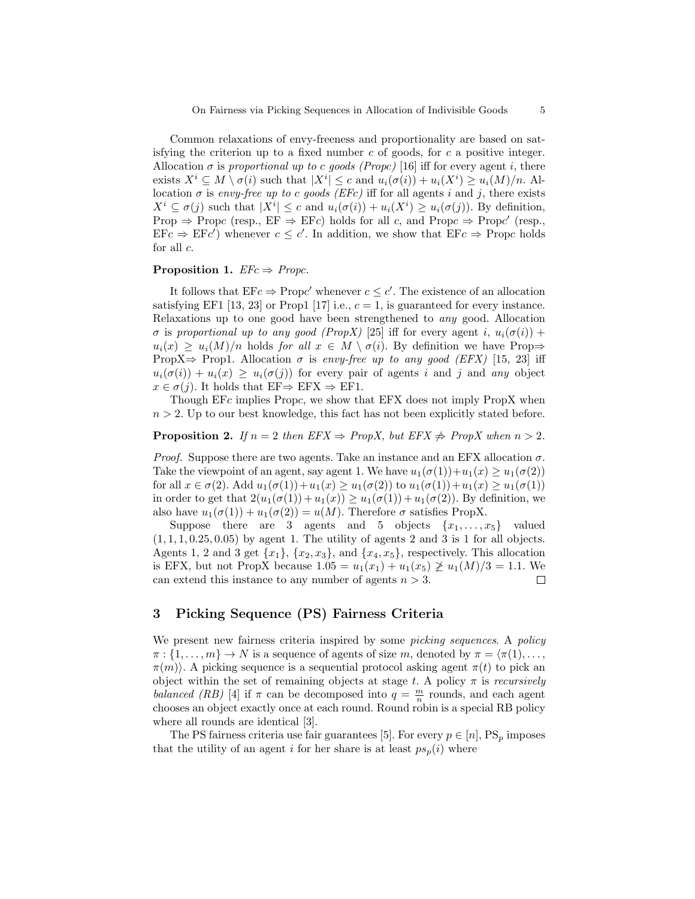Common relaxations of envy-freeness and proportionality are based on satisfying the criterion up to a fixed number $c$ of goods, for $c$ a positive integer. Allocation $\sigma$ is *proportional up to c goods (Propc)* [16] iff for every agent $i$, there exists $X^i \subseteq M \setminus \sigma(i)$ such that $|X^i| \leq c$ and $u_i(\sigma(i)) + u_i(X^i) \geq u_i(M)/n$. Allocation $\sigma$ is *envy-free up to c goods (EFc)* iff for all agents $i$ and $j$, there exists $X^i \subseteq \sigma(j)$ such that $|X^i| \leq c$ and $u_i(\sigma(i)) + u_i(X^i) \geq u_i(\sigma(j))$. By definition, Prop $\Rightarrow$ Prop$c$ (resp., EF $\Rightarrow$ EF$c$) holds for all $c$, and Prop$c$ $\Rightarrow$ Prop$c'$ (resp., EF$c$ $\Rightarrow$ EF$c'$) whenever $c \leq c'$. In addition, we show that EF$c$ $\Rightarrow$ Prop$c$ holds for all $c$.

**Proposition 1.** *EFc $\Rightarrow$ Propc.*

It follows that EF$c$ $\Rightarrow$ Prop$c'$ whenever $c \leq c'$. The existence of an allocation satisfying EF1 [13, 23] or Prop1 [17] i.e., $c = 1$, is guaranteed for every instance. Relaxations up to one good have been strengthened to *any* good. Allocation $\sigma$ is *proportional up to any good (PropX)* [25] iff for every agent $i$, $u_i(\sigma(i)) + u_i(x) \geq u_i(M)/n$ holds *for all* $x \in M \setminus \sigma(i)$. By definition we have Prop$\Rightarrow$ PropX$\Rightarrow$ Prop1. Allocation $\sigma$ is *envy-free up to any good (EFX)* [15, 23] iff $u_i(\sigma(i)) + u_i(x) \geq u_i(\sigma(j))$ for every pair of agents $i$ and $j$ and *any* object $x \in \sigma(j)$. It holds that EF$\Rightarrow$ EFX $\Rightarrow$ EF1.

Though EF$c$ implies Prop$c$, we show that EFX does not imply PropX when $n > 2$. Up to our best knowledge, this fact has not been explicitly stated before.

**Proposition 2.** *If $n = 2$ then EFX $\Rightarrow$ PropX, but EFX $\not\Rightarrow$ PropX when $n > 2$.*

*Proof.* Suppose there are two agents. Take an instance and an EFX allocation $\sigma$. Take the viewpoint of an agent, say agent 1. We have $u_1(\sigma(1)) + u_1(x) \geq u_1(\sigma(2))$ for all $x \in \sigma(2)$. Add $u_1(\sigma(1)) + u_1(x) \geq u_1(\sigma(2))$ to $u_1(\sigma(1)) + u_1(x) \geq u_1(\sigma(1))$ in order to get that $2(u_1(\sigma(1)) + u_1(x)) \geq u_1(\sigma(1)) + u_1(\sigma(2))$. By definition, we also have $u_1(\sigma(1)) + u_1(\sigma(2)) = u(M)$. Therefore $\sigma$ satisfies PropX.

Suppose there are 3 agents and 5 objects $\{x_1, \ldots, x_5\}$ valued $(1, 1, 1, 0.25, 0.05)$ by agent 1. The utility of agents 2 and 3 is 1 for all objects. Agents 1, 2 and 3 get $\{x_1\}$, $\{x_2, x_3\}$, and $\{x_4, x_5\}$, respectively. This allocation is EFX, but not PropX because $1.05 = u_1(x_1) + u_1(x_5) \not\geq u_1(M)/3 = 1.1$. We can extend this instance to any number of agents $n > 3$. $\square$

## 3 Picking Sequence (PS) Fairness Criteria

We present new fairness criteria inspired by some *picking sequences*. A *policy* $\pi : \{1, \ldots, m\} \to N$ is a sequence of agents of size $m$, denoted by $\pi = \langle \pi(1), \ldots, \pi(m) \rangle$. A picking sequence is a sequential protocol asking agent $\pi(t)$ to pick an object within the set of remaining objects at stage $t$. A policy $\pi$ is *recursively balanced (RB)* [4] if $\pi$ can be decomposed into $q = \frac{m}{n}$ rounds, and each agent chooses an object exactly once at each round. Round robin is a special RB policy where all rounds are identical [3].

The PS fairness criteria use fair guarantees [5]. For every $p \in [n]$, PS$_p$ imposes that the utility of an agent $i$ for her share is at least $ps_p(i)$ where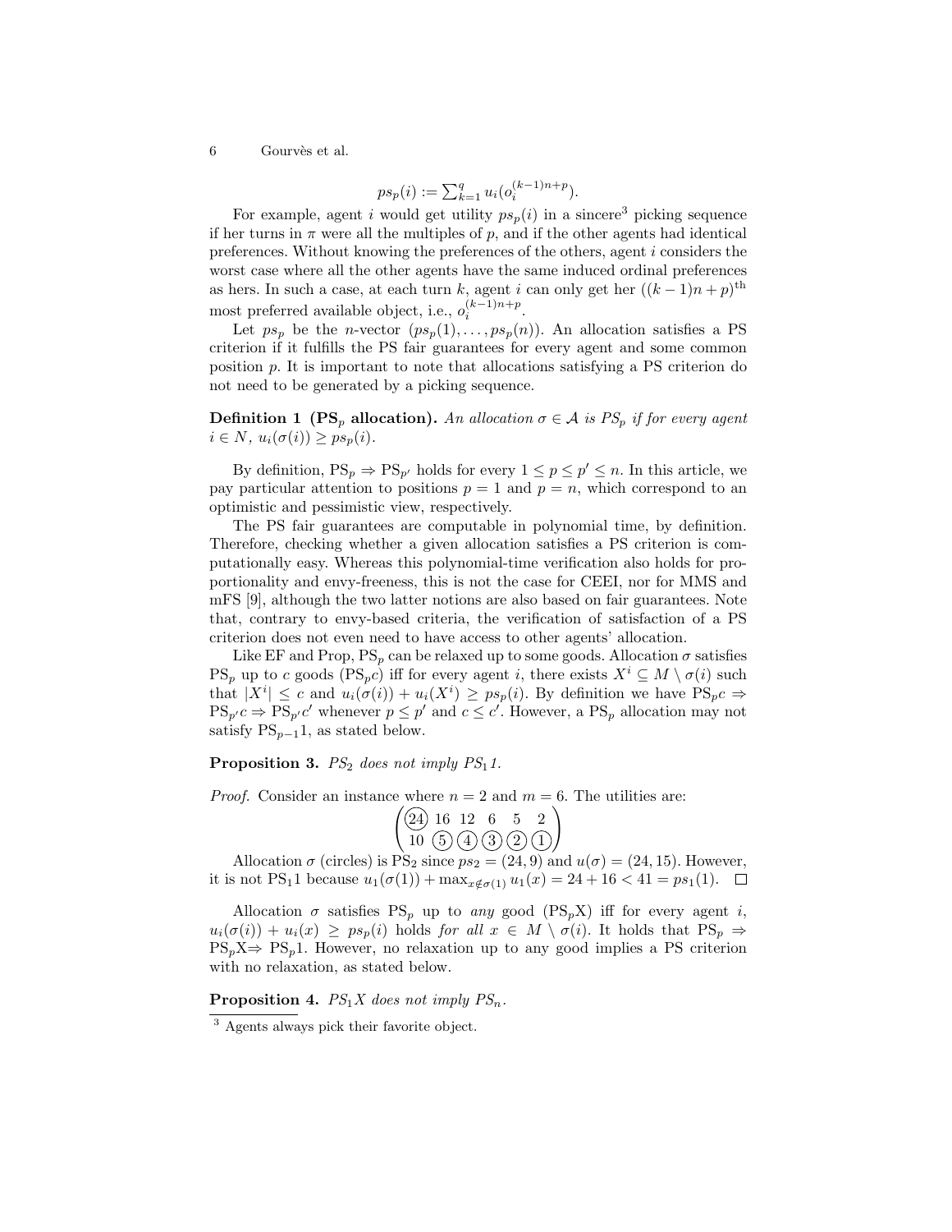$$ps_p(i) := \sum_{k=1}^{q} u_i(o_i^{(k-1)n+p}).$$

For example, agent $i$ would get utility $ps_p(i)$ in a sincere[3] picking sequence if her turns in $\pi$ were all the multiples of $p$, and if the other agents had identical preferences. Without knowing the preferences of the others, agent $i$ considers the worst case where all the other agents have the same induced ordinal preferences as hers. In such a case, at each turn $k$, agent $i$ can only get her $((k-1)n+p)^{\text{th}}$ most preferred available object, i.e., $o_i^{(k-1)n+p}$.

Let $ps_p$ be the $n$-vector $(ps_p(1), \ldots, ps_p(n))$. An allocation satisfies a PS criterion if it fulfills the PS fair guarantees for every agent and some common position $p$. It is important to note that allocations satisfying a PS criterion do not need to be generated by a picking sequence.

**Definition 1 (PS$_p$ allocation).** *An allocation $\sigma \in \mathcal{A}$ is PS$_p$ if for every agent $i \in N$, $u_i(\sigma(i)) \geq ps_p(i)$.*

By definition, PS$_p$ $\Rightarrow$ PS$_{p'}$ holds for every $1 \leq p \leq p' \leq n$. In this article, we pay particular attention to positions $p = 1$ and $p = n$, which correspond to an optimistic and pessimistic view, respectively.

The PS fair guarantees are computable in polynomial time, by definition. Therefore, checking whether a given allocation satisfies a PS criterion is computationally easy. Whereas this polynomial-time verification also holds for proportionality and envy-freeness, this is not the case for CEEI, nor for MMS and mFS [9], although the two latter notions are also based on fair guarantees. Note that, contrary to envy-based criteria, the verification of satisfaction of a PS criterion does not even need to have access to other agents' allocation.

Like EF and Prop, PS$_p$ can be relaxed up to some goods. Allocation $\sigma$ satisfies PS$_p$ up to $c$ goods (PS$_p c$) iff for every agent $i$, there exists $X^i \subseteq M \setminus \sigma(i)$ such that $|X^i| \leq c$ and $u_i(\sigma(i)) + u_i(X^i) \geq ps_p(i)$. By definition we have PS$_p c$ $\Rightarrow$ PS$_{p'} c$ $\Rightarrow$ PS$_{p'} c'$ whenever $p \leq p'$ and $c \leq c'$. However, a PS$_p$ allocation may not satisfy PS$_{p-1}$1, as stated below.

**Proposition 3.** *PS$_2$ does not imply PS$_1$1.*

*Proof.* Consider an instance where $n = 2$ and $m = 6$. The utilities are:

$$\begin{pmatrix} \textcircled{24} & 16 & 12 & 6 & 5 & 2 \\ 10 & \textcircled{5} & \textcircled{4} & \textcircled{3} & \textcircled{2} & \textcircled{1} \end{pmatrix}$$

Allocation $\sigma$ (circles) is PS$_2$ since $ps_2 = (24, 9)$ and $u(\sigma) = (24, 15)$. However, it is not PS$_1$1 because $u_1(\sigma(1)) + \max_{x \notin \sigma(1)} u_1(x) = 24 + 16 < 41 = ps_1(1)$. $\square$

Allocation $\sigma$ satisfies PS$_p$ up to *any* good (PS$_p$X) iff for every agent $i$, $u_i(\sigma(i)) + u_i(x) \geq ps_p(i)$ holds *for all* $x \in M \setminus \sigma(i)$. It holds that PS$_p$ $\Rightarrow$ PS$_p$X$\Rightarrow$ PS$_p$1. However, no relaxation up to any good implies a PS criterion with no relaxation, as stated below.

**Proposition 4.** *PS$_1$X does not imply PS$_n$.*

[3] Agents always pick their favorite object.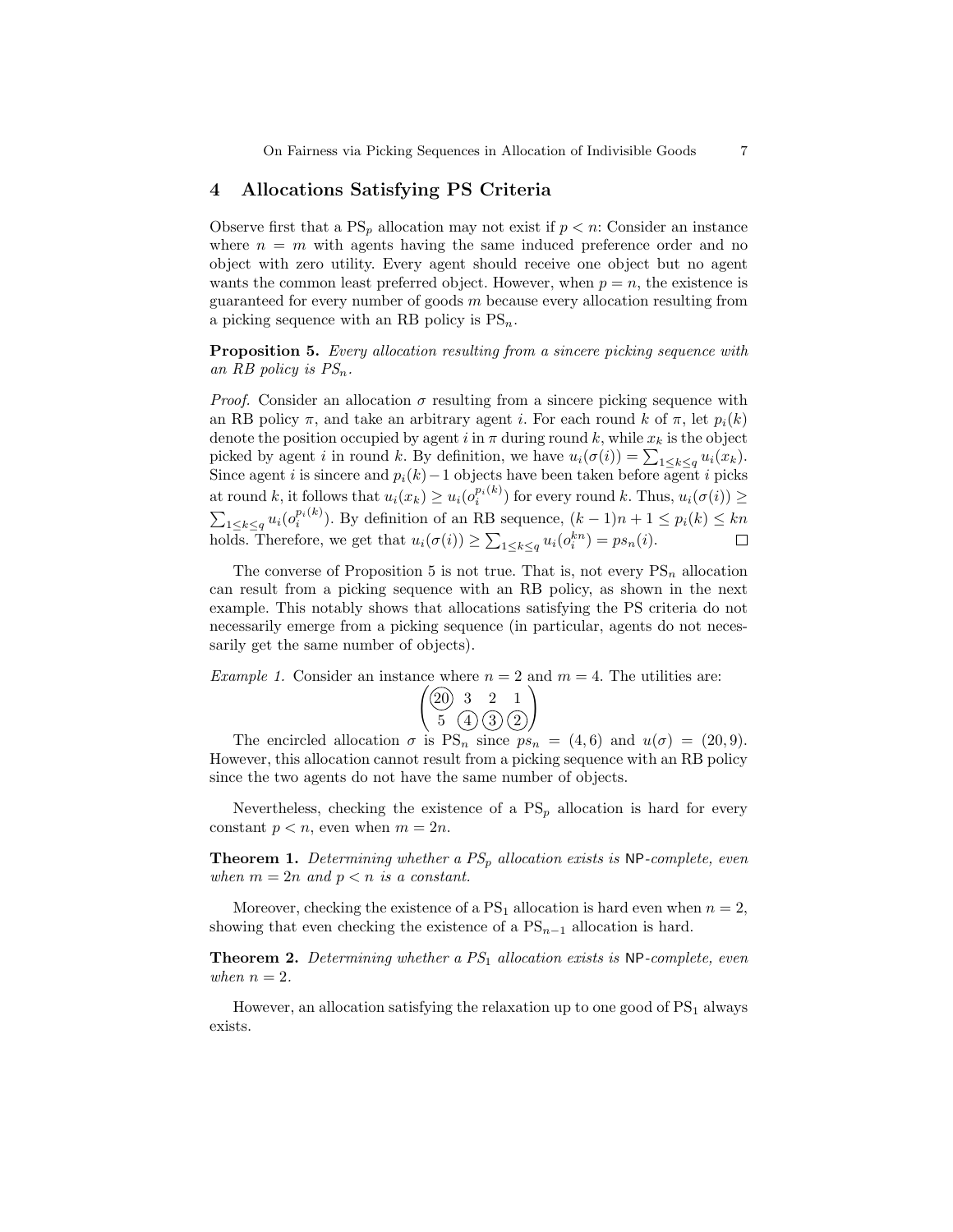## 4 Allocations Satisfying PS Criteria

Observe first that a $\text{PS}_p$ allocation may not exist if $p < n$: Consider an instance where $n = m$ with agents having the same induced preference order and no object with zero utility. Every agent should receive one object but no agent wants the common least preferred object. However, when $p = n$, the existence is guaranteed for every number of goods $m$ because every allocation resulting from a picking sequence with an RB policy is $\text{PS}_n$.

**Proposition 5.** *Every allocation resulting from a sincere picking sequence with an RB policy is $PS_n$.*

*Proof.* Consider an allocation $\sigma$ resulting from a sincere picking sequence with an RB policy $\pi$, and take an arbitrary agent $i$. For each round $k$ of $\pi$, let $p_i(k)$ denote the position occupied by agent $i$ in $\pi$ during round $k$, while $x_k$ is the object picked by agent $i$ in round $k$. By definition, we have $u_i(\sigma(i)) = \sum_{1 \leq k \leq q} u_i(x_k)$. Since agent $i$ is sincere and $p_i(k) - 1$ objects have been taken before agent $i$ picks at round $k$, it follows that $u_i(x_k) \geq u_i(o_i^{p_i(k)})$ for every round $k$. Thus, $u_i(\sigma(i)) \geq \sum_{1 \leq k \leq q} u_i(o_i^{p_i(k)})$. By definition of an RB sequence, $(k-1)n + 1 \leq p_i(k) \leq kn$ holds. Therefore, we get that $u_i(\sigma(i)) \geq \sum_{1 \leq k \leq q} u_i(o_i^{kn}) = ps_n(i)$. $\square$

The converse of Proposition 5 is not true. That is, not every $\text{PS}_n$ allocation can result from a picking sequence with an RB policy, as shown in the next example. This notably shows that allocations satisfying the PS criteria do not necessarily emerge from a picking sequence (in particular, agents do not necessarily get the same number of objects).

*Example 1.* Consider an instance where $n = 2$ and $m = 4$. The utilities are:

$$\begin{pmatrix} \textcircled{20} & 3 & 2 & 1 \\ 5 & \textcircled{4} & \textcircled{3} & \textcircled{2} \end{pmatrix}$$

The encircled allocation $\sigma$ is $\text{PS}_n$ since $ps_n = (4, 6)$ and $u(\sigma) = (20, 9)$. However, this allocation cannot result from a picking sequence with an RB policy since the two agents do not have the same number of objects.

Nevertheless, checking the existence of a $\text{PS}_p$ allocation is hard for every constant $p < n$, even when $m = 2n$.

**Theorem 1.** *Determining whether a $PS_p$ allocation exists is* NP*-complete, even when $m = 2n$ and $p < n$ is a constant.*

Moreover, checking the existence of a $\text{PS}_1$ allocation is hard even when $n = 2$, showing that even checking the existence of a $\text{PS}_{n-1}$ allocation is hard.

**Theorem 2.** *Determining whether a $PS_1$ allocation exists is* NP*-complete, even when $n = 2$.*

However, an allocation satisfying the relaxation up to one good of $\text{PS}_1$ always exists.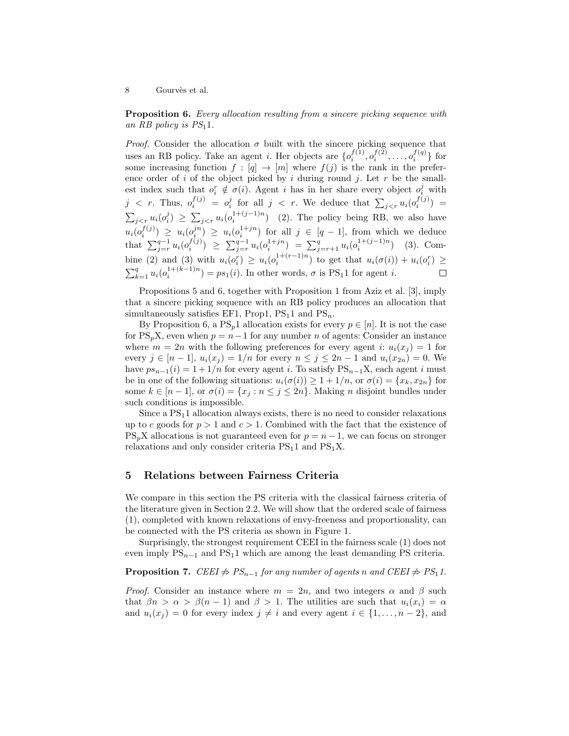**Proposition 6.** *Every allocation resulting from a sincere picking sequence with an RB policy is* $PS_1 1$.

*Proof.* Consider the allocation $\sigma$ built with the sincere picking sequence that uses an RB policy. Take an agent $i$. Her objects are $\{o_i^{f(1)}, o_i^{f(2)}, \dots, o_i^{f(q)}\}$ for some increasing function $f : [q] \to [m]$ where $f(j)$ is the rank in the preference order of $i$ of the object picked by $i$ during round $j$. Let $r$ be the smallest index such that $o_i^r \notin \sigma(i)$. Agent $i$ has in her share every object $o_i^j$ with $j < r$. Thus, $o_i^{f(j)} = o_i^j$ for all $j < r$. We deduce that $\sum_{j<r} u_i(o_i^{f(j)}) = \sum_{j<r} u_i(o_i^j) \geq \sum_{j<r} u_i(o_i^{1+(j-1)n})$ (2). The policy being RB, we also have $u_i(o_i^{f(j)}) \geq u_i(o_i^{jn}) \geq u_i(o_i^{1+jn})$ for all $j \in [q-1]$, from which we deduce that $\sum_{j=r}^{q-1} u_i(o_i^{f(j)}) \geq \sum_{j=r}^{q-1} u_i(o_i^{1+jn}) = \sum_{j=r+1}^{q} u_i(o_i^{1+(j-1)n})$ (3). Combine (2) and (3) with $u_i(o_i^r) \geq u_i(o_i^{1+(r-1)n})$ to get that $u_i(\sigma(i)) + u_i(o_i^r) \geq \sum_{k=1}^{q} u_i(o_i^{1+(k-1)n}) = ps_1(i)$. In other words, $\sigma$ is $PS_1 1$ for agent $i$. □

Propositions 5 and 6, together with Proposition 1 from Aziz et al. [3], imply that a sincere picking sequence with an RB policy produces an allocation that simultaneously satisfies EF1, Prop1, $PS_1 1$ and $PS_n$.

By Proposition 6, a $PS_p 1$ allocation exists for every $p \in [n]$. It is not the case for $PS_p X$, even when $p = n-1$ for any number $n$ of agents: Consider an instance where $m = 2n$ with the following preferences for every agent $i$: $u_i(x_j) = 1$ for every $j \in [n-1]$, $u_i(x_j) = 1/n$ for every $n \leq j \leq 2n-1$ and $u_i(x_{2n}) = 0$. We have $ps_{n-1}(i) = 1 + 1/n$ for every agent $i$. To satisfy $PS_{n-1}X$, each agent $i$ must be in one of the following situations: $u_i(\sigma(i)) \geq 1 + 1/n$, or $\sigma(i) = \{x_k, x_{2n}\}$ for some $k \in [n-1]$, or $\sigma(i) = \{x_j : n \leq j \leq 2n\}$. Making $n$ disjoint bundles under such conditions is impossible.

Since a $PS_1 1$ allocation always exists, there is no need to consider relaxations up to $c$ goods for $p > 1$ and $c > 1$. Combined with the fact that the existence of $PS_p X$ allocations is not guaranteed even for $p = n-1$, we can focus on stronger relaxations and only consider criteria $PS_1 1$ and $PS_1 X$.

## 5 Relations between Fairness Criteria

We compare in this section the PS criteria with the classical fairness criteria of the literature given in Section 2.2. We will show that the ordered scale of fairness (1), completed with known relaxations of envy-freeness and proportionality, can be connected with the PS criteria as shown in Figure 1.

Surprisingly, the strongest requirement CEEI in the fairness scale (1) does not even imply $PS_{n-1}$ and $PS_1 1$ which are among the least demanding PS criteria.

**Proposition 7.** *CEEI* $\not\Rightarrow$ $PS_{n-1}$ *for any number of agents* $n$ *and CEEI* $\not\Rightarrow$ $PS_1 1$.

*Proof.* Consider an instance where $m = 2n$, and two integers $\alpha$ and $\beta$ such that $\beta n > \alpha > \beta(n-1)$ and $\beta > 1$. The utilities are such that $u_i(x_i) = \alpha$ and $u_i(x_j) = 0$ for every index $j \neq i$ and every agent $i \in \{1, \dots, n-2\}$, and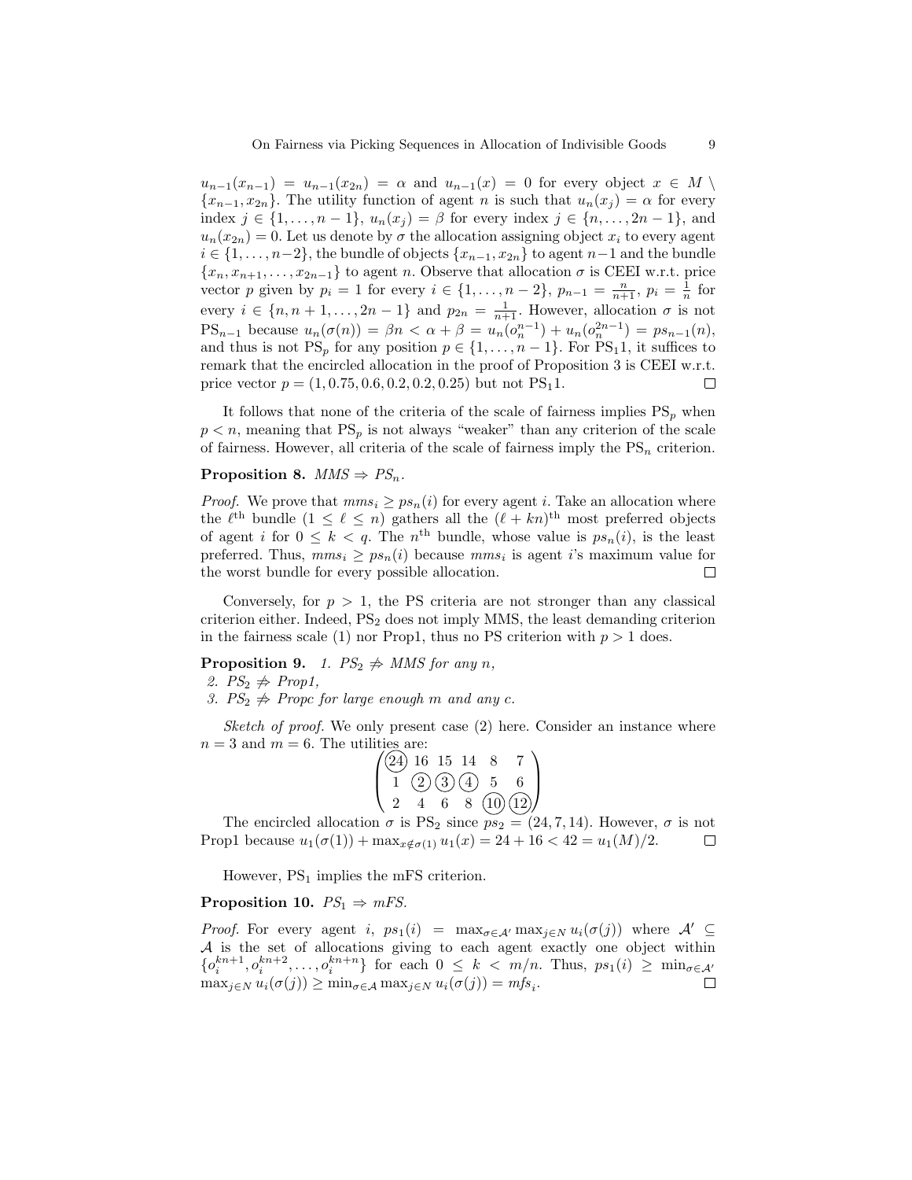$u_{n-1}(x_{n-1}) = u_{n-1}(x_{2n}) = \alpha$ and $u_{n-1}(x) = 0$ for every object $x \in M \setminus \{x_{n-1}, x_{2n}\}$. The utility function of agent $n$ is such that $u_n(x_j) = \alpha$ for every index $j \in \{1, \ldots, n-1\}$, $u_n(x_j) = \beta$ for every index $j \in \{n, \ldots, 2n-1\}$, and $u_n(x_{2n}) = 0$. Let us denote by $\sigma$ the allocation assigning object $x_i$ to every agent $i \in \{1, \ldots, n-2\}$, the bundle of objects $\{x_{n-1}, x_{2n}\}$ to agent $n-1$ and the bundle $\{x_n, x_{n+1}, \ldots, x_{2n-1}\}$ to agent $n$. Observe that allocation $\sigma$ is CEEI w.r.t. price vector $p$ given by $p_i = 1$ for every $i \in \{1, \ldots, n-2\}$, $p_{n-1} = \frac{n}{n+1}$, $p_i = \frac{1}{n}$ for every $i \in \{n, n+1, \ldots, 2n-1\}$ and $p_{2n} = \frac{1}{n+1}$. However, allocation $\sigma$ is not $\text{PS}_{n-1}$ because $u_n(\sigma(n)) = \beta n < \alpha + \beta = u_n(o_n^{n-1}) + u_n(o_n^{2n-1}) = ps_{n-1}(n)$, and thus is not $\text{PS}_p$ for any position $p \in \{1, \ldots, n-1\}$. For $\text{PS}_1 1$, it suffices to remark that the encircled allocation in the proof of Proposition 3 is CEEI w.r.t. price vector $p = (1, 0.75, 0.6, 0.2, 0.2, 0.25)$ but not $\text{PS}_1 1$. □

It follows that none of the criteria of the scale of fairness implies $\text{PS}_p$ when $p < n$, meaning that $\text{PS}_p$ is not always "weaker" than any criterion of the scale of fairness. However, all criteria of the scale of fairness imply the $\text{PS}_n$ criterion.

**Proposition 8.** *MMS* $\Rightarrow$ *$PS_n$*.

*Proof.* We prove that $mms_i \geq ps_n(i)$ for every agent $i$. Take an allocation where the $\ell^{\text{th}}$ bundle ($1 \leq \ell \leq n$) gathers all the $(\ell + kn)^{\text{th}}$ most preferred objects of agent $i$ for $0 \leq k < q$. The $n^{\text{th}}$ bundle, whose value is $ps_n(i)$, is the least preferred. Thus, $mms_i \geq ps_n(i)$ because $mms_i$ is agent $i$'s maximum value for the worst bundle for every possible allocation. □

Conversely, for $p > 1$, the PS criteria are not stronger than any classical criterion either. Indeed, $\text{PS}_2$ does not imply MMS, the least demanding criterion in the fairness scale (1) nor Prop1, thus no PS criterion with $p > 1$ does.

**Proposition 9.** *1. $PS_2 \not\Rightarrow$ MMS for any $n$,*
*2. $PS_2 \not\Rightarrow$ Prop1,*
*3. $PS_2 \not\Rightarrow$ Propc for large enough $m$ and any $c$.*

*Sketch of proof.* We only present case (2) here. Consider an instance where $n = 3$ and $m = 6$. The utilities are:

$$\begin{pmatrix} \textcircled{24} & 16 & 15 & 14 & 8 & 7 \\ 1 & \textcircled{2} & \textcircled{3} & \textcircled{4} & 5 & 6 \\ 2 & 4 & 6 & 8 & \textcircled{10} & \textcircled{12} \end{pmatrix}$$

The encircled allocation $\sigma$ is $\text{PS}_2$ since $ps_2 = (24, 7, 14)$. However, $\sigma$ is not Prop1 because $u_1(\sigma(1)) + \max_{x \notin \sigma(1)} u_1(x) = 24 + 16 < 42 = u_1(M)/2$. □

However, $\text{PS}_1$ implies the mFS criterion.

**Proposition 10.** *$PS_1 \Rightarrow$ mFS.*

*Proof.* For every agent $i$, $ps_1(i) = \max_{\sigma \in \mathcal{A}'} \max_{j \in N} u_i(\sigma(j))$ where $\mathcal{A}' \subseteq \mathcal{A}$ is the set of allocations giving to each agent exactly one object within $\{o_i^{kn+1}, o_i^{kn+2}, \ldots, o_i^{kn+n}\}$ for each $0 \leq k < m/n$. Thus, $ps_1(i) \geq \min_{\sigma \in \mathcal{A}'} \max_{j \in N} u_i(\sigma(j)) \geq \min_{\sigma \in \mathcal{A}} \max_{j \in N} u_i(\sigma(j)) = mfs_i$. □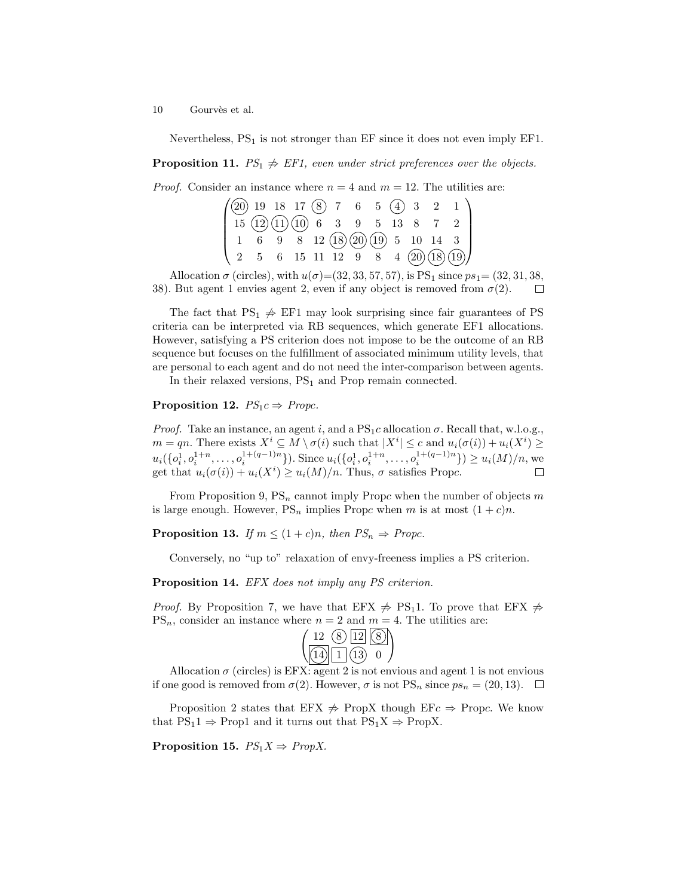Nevertheless, $\text{PS}_1$ is not stronger than EF since it does not even imply EF1.

**Proposition 11.** *$PS_1 \not\Rightarrow$ EF1, even under strict preferences over the objects.*

*Proof.* Consider an instance where $n = 4$ and $m = 12$. The utilities are:

$$\begin{pmatrix} \textcircled{20} & 19 & 18 & 17 & \textcircled{8} & 7 & 6 & 5 & \textcircled{4} & 3 & 2 & 1 \\ 15 & \textcircled{12} & \textcircled{11} & \textcircled{10} & 6 & 3 & 9 & 5 & 13 & 8 & 7 & 2 \\ 1 & 6 & 9 & 8 & 12 & \textcircled{18} & \textcircled{20} & \textcircled{19} & 5 & 10 & 14 & 3 \\ 2 & 5 & 6 & 15 & 11 & 12 & 9 & 8 & 4 & \textcircled{20} & \textcircled{18} & \textcircled{19} \end{pmatrix}$$

Allocation $\sigma$ (circles), with $u(\sigma)$=(32, 33, 57, 57), is $\text{PS}_1$ since $ps_1$= (32, 31, 38, 38). But agent 1 envies agent 2, even if any object is removed from $\sigma(2)$. $\square$

The fact that $\text{PS}_1 \not\Rightarrow$ EF1 may look surprising since fair guarantees of PS criteria can be interpreted via RB sequences, which generate EF1 allocations. However, satisfying a PS criterion does not impose to be the outcome of an RB sequence but focuses on the fulfillment of associated minimum utility levels, that are personal to each agent and do not need the inter-comparison between agents.

In their relaxed versions, $\text{PS}_1$ and Prop remain connected.

**Proposition 12.** *$PS_1c \Rightarrow$ Propc.*

*Proof.* Take an instance, an agent $i$, and a $\text{PS}_1c$ allocation $\sigma$. Recall that, w.l.o.g., $m = qn$. There exists $X^i \subseteq M \setminus \sigma(i)$ such that $|X^i| \leq c$ and $u_i(\sigma(i)) + u_i(X^i) \geq u_i(\{o_i^1, o_i^{1+n}, \ldots, o_i^{1+(q-1)n}\})$. Since $u_i(\{o_i^1, o_i^{1+n}, \ldots, o_i^{1+(q-1)n}\}) \geq u_i(M)/n$, we get that $u_i(\sigma(i)) + u_i(X^i) \geq u_i(M)/n$. Thus, $\sigma$ satisfies Prop$c$. $\square$

From Proposition 9, $\text{PS}_n$ cannot imply Prop$c$ when the number of objects $m$ is large enough. However, $\text{PS}_n$ implies Prop$c$ when $m$ is at most $(1 + c)n$.

**Proposition 13.** *If $m \leq (1 + c)n$, then $PS_n \Rightarrow$ Propc.*

Conversely, no "up to" relaxation of envy-freeness implies a PS criterion.

**Proposition 14.** *EFX does not imply any PS criterion.*

*Proof.* By Proposition 7, we have that EFX $\not\Rightarrow$ $\text{PS}_1 1$. To prove that EFX $\not\Rightarrow$ $\text{PS}_n$, consider an instance where $n = 2$ and $m = 4$. The utilities are:

$$\begin{pmatrix} 12 & \textcircled{8} & \boxed{12} & \boxed{\textcircled{8}} \\ \boxed{\textcircled{14}} & \boxed{1} & \textcircled{13} & 0 \end{pmatrix}$$

Allocation $\sigma$ (circles) is EFX: agent 2 is not envious and agent 1 is not envious if one good is removed from $\sigma(2)$. However, $\sigma$ is not $\text{PS}_n$ since $ps_n = (20, 13)$. $\square$

Proposition 2 states that EFX $\not\Rightarrow$ PropX though EF$c \Rightarrow$ Prop$c$. We know that $\text{PS}_1 1 \Rightarrow$ Prop1 and it turns out that $\text{PS}_1\text{X} \Rightarrow$ PropX.

**Proposition 15.** *$PS_1X \Rightarrow$ PropX.*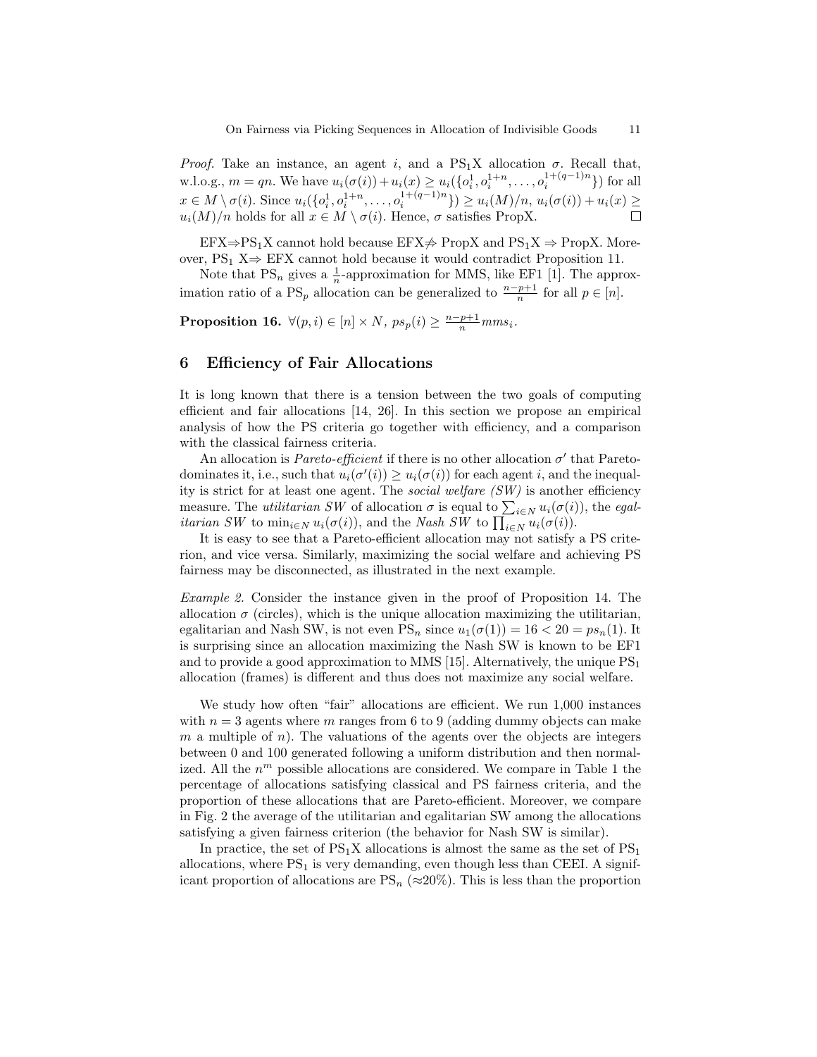*Proof.* Take an instance, an agent $i$, and a $\text{PS}_1\text{X}$ allocation $\sigma$. Recall that, w.l.o.g., $m = qn$. We have $u_i(\sigma(i)) + u_i(x) \geq u_i(\{o_i^1, o_i^{1+n}, \ldots, o_i^{1+(q-1)n}\})$ for all $x \in M \setminus \sigma(i)$. Since $u_i(\{o_i^1, o_i^{1+n}, \ldots, o_i^{1+(q-1)n}\}) \geq u_i(M)/n$, $u_i(\sigma(i)) + u_i(x) \geq u_i(M)/n$ holds for all $x \in M \setminus \sigma(i)$. Hence, $\sigma$ satisfies PropX. $\square$

EFX$\Rightarrow$$\text{PS}_1\text{X}$ cannot hold because EFX$\not\Rightarrow$ PropX and $\text{PS}_1\text{X} \Rightarrow$ PropX. Moreover, $\text{PS}_1$ X$\Rightarrow$ EFX cannot hold because it would contradict Proposition 11.

Note that $\text{PS}_n$ gives a $\frac{1}{n}$-approximation for MMS, like EF1 [1]. The approximation ratio of a $\text{PS}_p$ allocation can be generalized to $\frac{n-p+1}{n}$ for all $p \in [n]$.

**Proposition 16.** $\forall (p, i) \in [n] \times N$, $ps_p(i) \geq \frac{n-p+1}{n} mms_i$.

## 6 Efficiency of Fair Allocations

It is long known that there is a tension between the two goals of computing efficient and fair allocations [14, 26]. In this section we propose an empirical analysis of how the PS criteria go together with efficiency, and a comparison with the classical fairness criteria.

An allocation is *Pareto-efficient* if there is no other allocation $\sigma'$ that Pareto-dominates it, i.e., such that $u_i(\sigma'(i)) \geq u_i(\sigma(i))$ for each agent $i$, and the inequality is strict for at least one agent. The *social welfare (SW)* is another efficiency measure. The *utilitarian SW* of allocation $\sigma$ is equal to $\sum_{i \in N} u_i(\sigma(i))$, the *egalitarian SW* to $\min_{i \in N} u_i(\sigma(i))$, and the *Nash SW* to $\prod_{i \in N} u_i(\sigma(i))$.

It is easy to see that a Pareto-efficient allocation may not satisfy a PS criterion, and vice versa. Similarly, maximizing the social welfare and achieving PS fairness may be disconnected, as illustrated in the next example.

*Example 2.* Consider the instance given in the proof of Proposition 14. The allocation $\sigma$ (circles), which is the unique allocation maximizing the utilitarian, egalitarian and Nash SW, is not even $\text{PS}_n$ since $u_1(\sigma(1)) = 16 < 20 = ps_n(1)$. It is surprising since an allocation maximizing the Nash SW is known to be EF1 and to provide a good approximation to MMS [15]. Alternatively, the unique $\text{PS}_1$ allocation (frames) is different and thus does not maximize any social welfare.

We study how often "fair" allocations are efficient. We run 1,000 instances with $n = 3$ agents where $m$ ranges from 6 to 9 (adding dummy objects can make $m$ a multiple of $n$). The valuations of the agents over the objects are integers between 0 and 100 generated following a uniform distribution and then normalized. All the $n^m$ possible allocations are considered. We compare in Table 1 the percentage of allocations satisfying classical and PS fairness criteria, and the proportion of these allocations that are Pareto-efficient. Moreover, we compare in Fig. 2 the average of the utilitarian and egalitarian SW among the allocations satisfying a given fairness criterion (the behavior for Nash SW is similar).

In practice, the set of $\text{PS}_1\text{X}$ allocations is almost the same as the set of $\text{PS}_1$ allocations, where $\text{PS}_1$ is very demanding, even though less than CEEI. A significant proportion of allocations are $\text{PS}_n$ ($\approx$20%). This is less than the proportion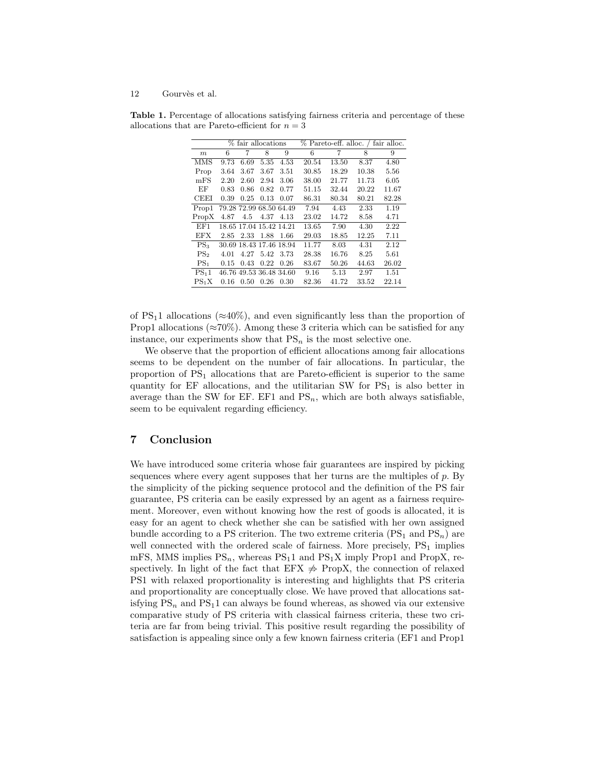**Table 1.** Percentage of allocations satisfying fairness criteria and percentage of these allocations that are Pareto-efficient for $n = 3$

| | % fair allocations | | | | % Pareto-eff. alloc. / fair alloc. | | | |
|---|---|---|---|---|---|---|---|---|
| $m$ | 6 | 7 | 8 | 9 | 6 | 7 | 8 | 9 |
| MMS | 9.73 | 6.69 | 5.35 | 4.53 | 20.54 | 13.50 | 8.37 | 4.80 |
| Prop | 3.64 | 3.67 | 3.67 | 3.51 | 30.85 | 18.29 | 10.38 | 5.56 |
| mFS | 2.20 | 2.60 | 2.94 | 3.06 | 38.00 | 21.77 | 11.73 | 6.05 |
| EF | 0.83 | 0.86 | 0.82 | 0.77 | 51.15 | 32.44 | 20.22 | 11.67 |
| CEEI | 0.39 | 0.25 | 0.13 | 0.07 | 86.31 | 80.34 | 80.21 | 82.28 |
| Prop1 | 79.28 | 72.99 | 68.50 | 64.49 | 7.94 | 4.43 | 2.33 | 1.19 |
| PropX | 4.87 | 4.5 | 4.37 | 4.13 | 23.02 | 14.72 | 8.58 | 4.71 |
| EF1 | 18.65 | 17.04 | 15.42 | 14.21 | 13.65 | 7.90 | 4.30 | 2.22 |
| EFX | 2.85 | 2.33 | 1.88 | 1.66 | 29.03 | 18.85 | 12.25 | 7.11 |
| $\text{PS}_3$ | 30.69 | 18.43 | 17.46 | 18.94 | 11.77 | 8.03 | 4.31 | 2.12 |
| $\text{PS}_2$ | 4.01 | 4.27 | 5.42 | 3.73 | 28.38 | 16.76 | 8.25 | 5.61 |
| $\text{PS}_1$ | 0.15 | 0.43 | 0.22 | 0.26 | 83.67 | 50.26 | 44.63 | 26.02 |
| $\text{PS}_1 1$ | 46.76 | 49.53 | 36.48 | 34.60 | 9.16 | 5.13 | 2.97 | 1.51 |
| $\text{PS}_1\text{X}$ | 0.16 | 0.50 | 0.26 | 0.30 | 82.36 | 41.72 | 33.52 | 22.14 |

of $\text{PS}_1 1$ allocations (≈40%), and even significantly less than the proportion of Prop1 allocations (≈70%). Among these 3 criteria which can be satisfied for any instance, our experiments show that $\text{PS}_n$ is the most selective one.

We observe that the proportion of efficient allocations among fair allocations seems to be dependent on the number of fair allocations. In particular, the proportion of $\text{PS}_1$ allocations that are Pareto-efficient is superior to the same quantity for EF allocations, and the utilitarian SW for $\text{PS}_1$ is also better in average than the SW for EF. EF1 and $\text{PS}_n$, which are both always satisfiable, seem to be equivalent regarding efficiency.

## 7 Conclusion

We have introduced some criteria whose fair guarantees are inspired by picking sequences where every agent supposes that her turns are the multiples of $p$. By the simplicity of the picking sequence protocol and the definition of the PS fair guarantee, PS criteria can be easily expressed by an agent as a fairness requirement. Moreover, even without knowing how the rest of goods is allocated, it is easy for an agent to check whether she can be satisfied with her own assigned bundle according to a PS criterion. The two extreme criteria ($\text{PS}_1$ and $\text{PS}_n$) are well connected with the ordered scale of fairness. More precisely, $\text{PS}_1$ implies mFS, MMS implies $\text{PS}_n$, whereas $\text{PS}_1 1$ and $\text{PS}_1\text{X}$ imply Prop1 and PropX, respectively. In light of the fact that EFX $\not\Rightarrow$ PropX, the connection of relaxed PS1 with relaxed proportionality is interesting and highlights that PS criteria and proportionality are conceptually close. We have proved that allocations satisfying $\text{PS}_n$ and $\text{PS}_1 1$ can always be found whereas, as showed via our extensive comparative study of PS criteria with classical fairness criteria, these two criteria are far from being trivial. This positive result regarding the possibility of satisfaction is appealing since only a few known fairness criteria (EF1 and Prop1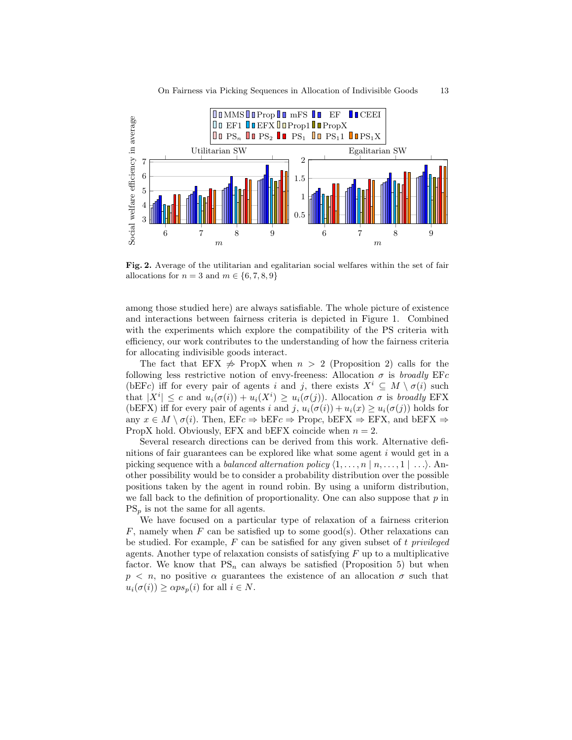**Fig. 2.** Average of the utilitarian and egalitarian social welfares within the set of fair allocations for $n = 3$ and $m \in \{6, 7, 8, 9\}$

among those studied here) are always satisfiable. The whole picture of existence and interactions between fairness criteria is depicted in Figure 1. Combined with the experiments which explore the compatibility of the PS criteria with efficiency, our work contributes to the understanding of how the fairness criteria for allocating indivisible goods interact.

The fact that EFX $\not\Rightarrow$ PropX when $n > 2$ (Proposition 2) calls for the following less restrictive notion of envy-freeness: Allocation $\sigma$ is *broadly* EF$c$ (bEF$c$) iff for every pair of agents $i$ and $j$, there exists $X^i \subseteq M \setminus \sigma(i)$ such that $|X^i| \leq c$ and $u_i(\sigma(i)) + u_i(X^i) \geq u_i(\sigma(j))$. Allocation $\sigma$ is *broadly* EFX (bEFX) iff for every pair of agents $i$ and $j$, $u_i(\sigma(i)) + u_i(x) \geq u_i(\sigma(j))$ holds for any $x \in M \setminus \sigma(i)$. Then, EF$c$ $\Rightarrow$ bEF$c$ $\Rightarrow$ Prop$c$, bEFX $\Rightarrow$ EFX, and bEFX $\Rightarrow$ PropX hold. Obviously, EFX and bEFX coincide when $n = 2$.

Several research directions can be derived from this work. Alternative definitions of fair guarantees can be explored like what some agent $i$ would get in a picking sequence with a *balanced alternation policy* $\langle 1, \ldots, n \mid n, \ldots, 1 \mid \ldots \rangle$. Another possibility would be to consider a probability distribution over the possible positions taken by the agent in round robin. By using a uniform distribution, we fall back to the definition of proportionality. One can also suppose that $p$ in PS$_p$ is not the same for all agents.

We have focused on a particular type of relaxation of a fairness criterion $F$, namely when $F$ can be satisfied up to some good(s). Other relaxations can be studied. For example, $F$ can be satisfied for any given subset of $t$ *privileged* agents. Another type of relaxation consists of satisfying $F$ up to a multiplicative factor. We know that PS$_n$ can always be satisfied (Proposition 5) but when $p < n$, no positive $\alpha$ guarantees the existence of an allocation $\sigma$ such that $u_i(\sigma(i)) \geq \alpha ps_p(i)$ for all $i \in N$.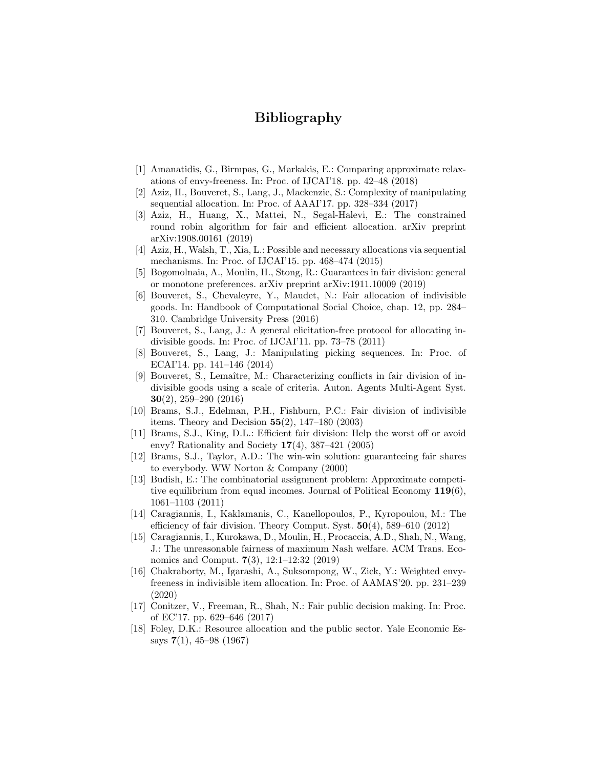# Bibliography

[1] Amanatidis, G., Birmpas, G., Markakis, E.: Comparing approximate relaxations of envy-freeness. In: Proc. of IJCAI'18. pp. 42–48 (2018)

[2] Aziz, H., Bouveret, S., Lang, J., Mackenzie, S.: Complexity of manipulating sequential allocation. In: Proc. of AAAI'17. pp. 328–334 (2017)

[3] Aziz, H., Huang, X., Mattei, N., Segal-Halevi, E.: The constrained round robin algorithm for fair and efficient allocation. arXiv preprint arXiv:1908.00161 (2019)

[4] Aziz, H., Walsh, T., Xia, L.: Possible and necessary allocations via sequential mechanisms. In: Proc. of IJCAI'15. pp. 468–474 (2015)

[5] Bogomolnaia, A., Moulin, H., Stong, R.: Guarantees in fair division: general or monotone preferences. arXiv preprint arXiv:1911.10009 (2019)

[6] Bouveret, S., Chevaleyre, Y., Maudet, N.: Fair allocation of indivisible goods. In: Handbook of Computational Social Choice, chap. 12, pp. 284–310. Cambridge University Press (2016)

[7] Bouveret, S., Lang, J.: A general elicitation-free protocol for allocating indivisible goods. In: Proc. of IJCAI'11. pp. 73–78 (2011)

[8] Bouveret, S., Lang, J.: Manipulating picking sequences. In: Proc. of ECAI'14. pp. 141–146 (2014)

[9] Bouveret, S., Lemaître, M.: Characterizing conflicts in fair division of indivisible goods using a scale of criteria. Auton. Agents Multi-Agent Syst. **30**(2), 259–290 (2016)

[10] Brams, S.J., Edelman, P.H., Fishburn, P.C.: Fair division of indivisible items. Theory and Decision **55**(2), 147–180 (2003)

[11] Brams, S.J., King, D.L.: Efficient fair division: Help the worst off or avoid envy? Rationality and Society **17**(4), 387–421 (2005)

[12] Brams, S.J., Taylor, A.D.: The win-win solution: guaranteeing fair shares to everybody. WW Norton & Company (2000)

[13] Budish, E.: The combinatorial assignment problem: Approximate competitive equilibrium from equal incomes. Journal of Political Economy **119**(6), 1061–1103 (2011)

[14] Caragiannis, I., Kaklamanis, C., Kanellopoulos, P., Kyropoulou, M.: The efficiency of fair division. Theory Comput. Syst. **50**(4), 589–610 (2012)

[15] Caragiannis, I., Kurokawa, D., Moulin, H., Procaccia, A.D., Shah, N., Wang, J.: The unreasonable fairness of maximum Nash welfare. ACM Trans. Economics and Comput. **7**(3), 12:1–12:32 (2019)

[16] Chakraborty, M., Igarashi, A., Suksompong, W., Zick, Y.: Weighted envy-freeness in indivisible item allocation. In: Proc. of AAMAS'20. pp. 231–239 (2020)

[17] Conitzer, V., Freeman, R., Shah, N.: Fair public decision making. In: Proc. of EC'17. pp. 629–646 (2017)

[18] Foley, D.K.: Resource allocation and the public sector. Yale Economic Essays **7**(1), 45–98 (1967)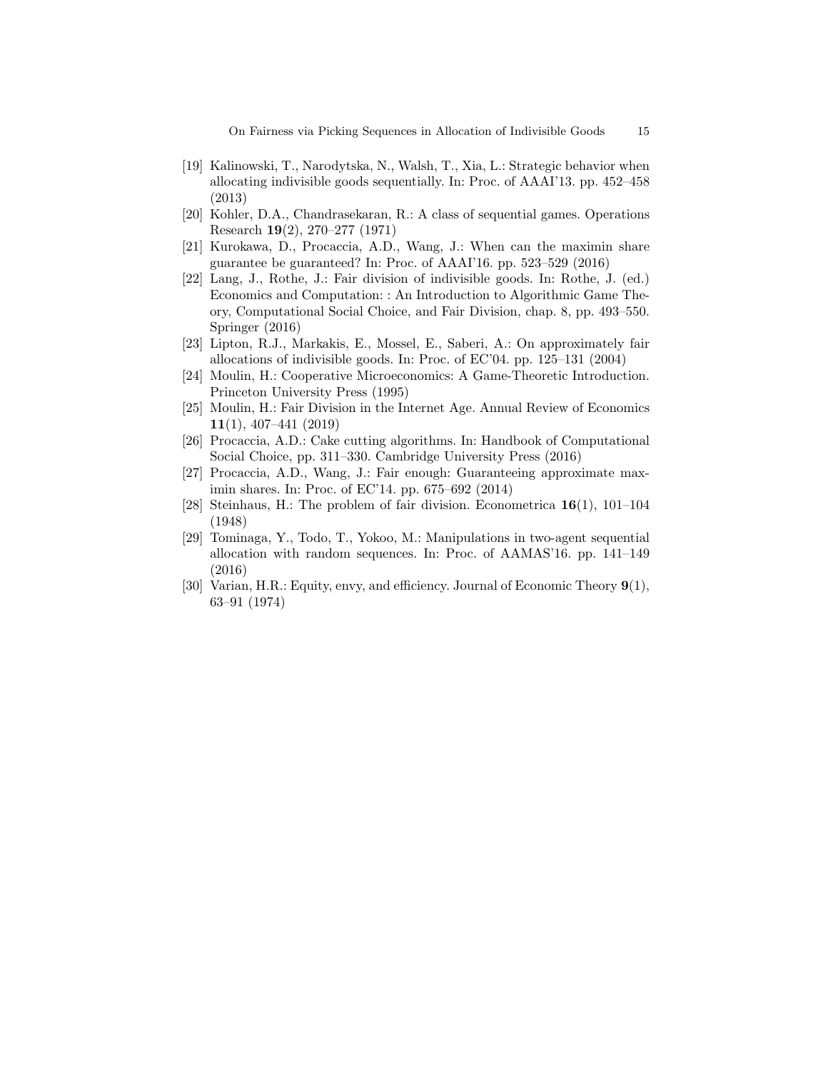[19] Kalinowski, T., Narodytska, N., Walsh, T., Xia, L.: Strategic behavior when allocating indivisible goods sequentially. In: Proc. of AAAI'13. pp. 452–458 (2013)

[20] Kohler, D.A., Chandrasekaran, R.: A class of sequential games. Operations Research **19**(2), 270–277 (1971)

[21] Kurokawa, D., Procaccia, A.D., Wang, J.: When can the maximin share guarantee be guaranteed? In: Proc. of AAAI'16. pp. 523–529 (2016)

[22] Lang, J., Rothe, J.: Fair division of indivisible goods. In: Rothe, J. (ed.) Economics and Computation: : An Introduction to Algorithmic Game Theory, Computational Social Choice, and Fair Division, chap. 8, pp. 493–550. Springer (2016)

[23] Lipton, R.J., Markakis, E., Mossel, E., Saberi, A.: On approximately fair allocations of indivisible goods. In: Proc. of EC'04. pp. 125–131 (2004)

[24] Moulin, H.: Cooperative Microeconomics: A Game-Theoretic Introduction. Princeton University Press (1995)

[25] Moulin, H.: Fair Division in the Internet Age. Annual Review of Economics **11**(1), 407–441 (2019)

[26] Procaccia, A.D.: Cake cutting algorithms. In: Handbook of Computational Social Choice, pp. 311–330. Cambridge University Press (2016)

[27] Procaccia, A.D., Wang, J.: Fair enough: Guaranteeing approximate maximin shares. In: Proc. of EC'14. pp. 675–692 (2014)

[28] Steinhaus, H.: The problem of fair division. Econometrica **16**(1), 101–104 (1948)

[29] Tominaga, Y., Todo, T., Yokoo, M.: Manipulations in two-agent sequential allocation with random sequences. In: Proc. of AAMAS'16. pp. 141–149 (2016)

[30] Varian, H.R.: Equity, envy, and efficiency. Journal of Economic Theory **9**(1), 63–91 (1974)